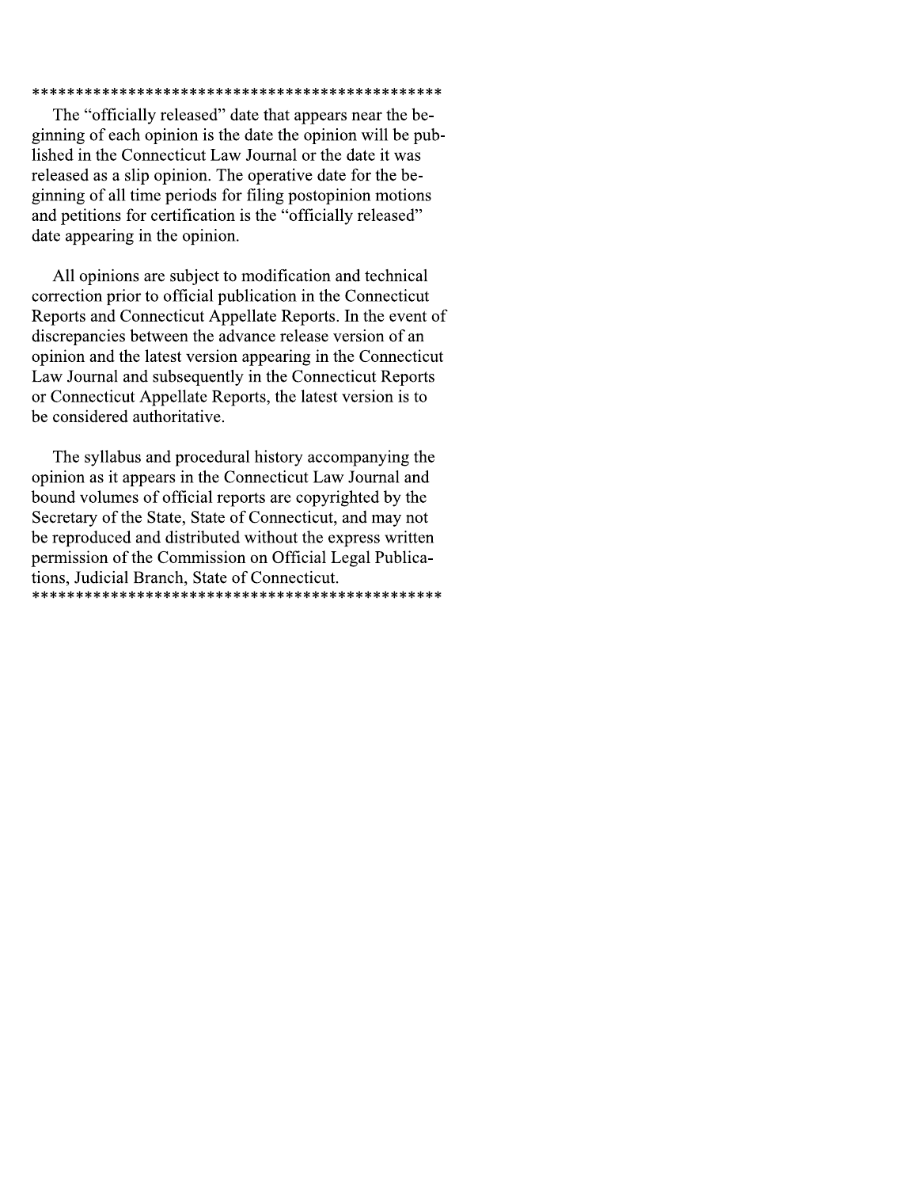\*\*\*\*\*\*\*\*\*\*\*\*\*\*\*\*\*\*\*\*\*\*\*\*\*\*\*\*\*\*\*\*\*\*\*\*\*\*\*\*\*\*\*\*\*\*\*\*

The "officially released" date that appears near the beginning of each opinion is the date the opinion will be published in the Connecticut Law Journal or the date it was released as a slip opinion. The operative date for the beginning of all time periods for filing postopinion motions and petitions for certification is the "officially released" date appearing in the opinion.

All opinions are subject to modification and technical correction prior to official publication in the Connecticut Reports and Connecticut Appellate Reports. In the event of discrepancies between the advance release version of an opinion and the latest version appearing in the Connecticut Law Journal and subsequently in the Connecticut Reports or Connecticut Appellate Reports, the latest version is to be considered authoritative.

The syllabus and procedural history accompanying the opinion as it appears in the Connecticut Law Journal and bound volumes of official reports are copyrighted by the Secretary of the State, State of Connecticut, and may not be reproduced and distributed without the express written permission of the Commission on Official Legal Publications, Judicial Branch, State of Connecticut.

\*\*\*\*\*\*\*\*\*\*\*\*\*\*\*\*\*\*\*\*\*\*\*\*\*\*\*\*\*\*\*\*\*\*\*\*\*\*\*\*\*\*\*\*\*\*\*\*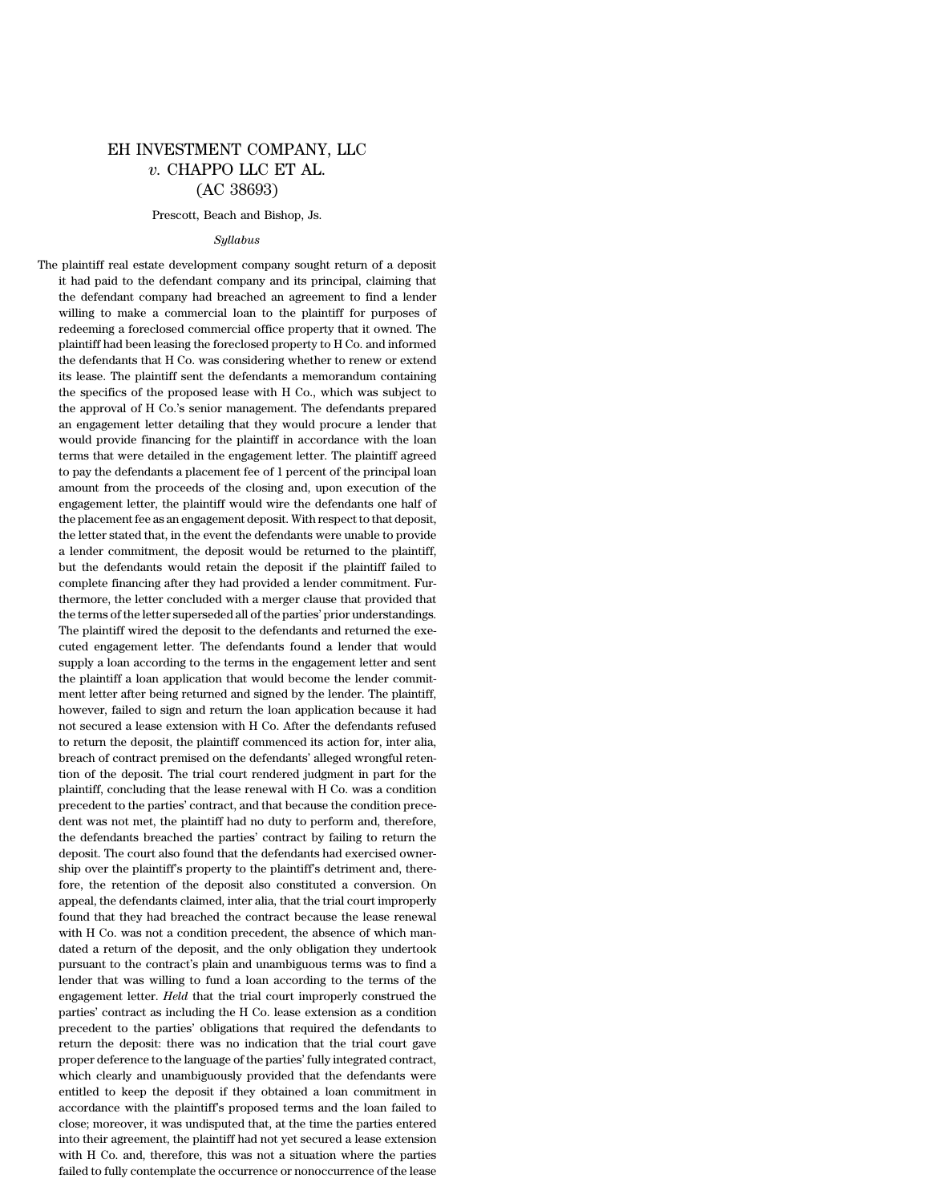# EH INVESTMENT COMPANY, LLC
# *v.* CHAPPO LLC ET AL.
# (AC 38693)

Prescott, Beach and Bishop, Js.

*Syllabus*

The plaintiff real estate development company sought return of a deposit it had paid to the defendant company and its principal, claiming that the defendant company had breached an agreement to find a lender willing to make a commercial loan to the plaintiff for purposes of redeeming a foreclosed commercial office property that it owned. The plaintiff had been leasing the foreclosed property to H Co. and informed the defendants that H Co. was considering whether to renew or extend its lease. The plaintiff sent the defendants a memorandum containing the specifics of the proposed lease with H Co., which was subject to the approval of H Co.'s senior management. The defendants prepared an engagement letter detailing that they would procure a lender that would provide financing for the plaintiff in accordance with the loan terms that were detailed in the engagement letter. The plaintiff agreed to pay the defendants a placement fee of 1 percent of the principal loan amount from the proceeds of the closing and, upon execution of the engagement letter, the plaintiff would wire the defendants one half of the placement fee as an engagement deposit. With respect to that deposit, the letter stated that, in the event the defendants were unable to provide a lender commitment, the deposit would be returned to the plaintiff, but the defendants would retain the deposit if the plaintiff failed to complete financing after they had provided a lender commitment. Furthermore, the letter concluded with a merger clause that provided that the terms of the letter superseded all of the parties' prior understandings. The plaintiff wired the deposit to the defendants and returned the executed engagement letter. The defendants found a lender that would supply a loan according to the terms in the engagement letter and sent the plaintiff a loan application that would become the lender commitment letter after being returned and signed by the lender. The plaintiff, however, failed to sign and return the loan application because it had not secured a lease extension with H Co. After the defendants refused to return the deposit, the plaintiff commenced its action for, inter alia, breach of contract premised on the defendants' alleged wrongful retention of the deposit. The trial court rendered judgment in part for the plaintiff, concluding that the lease renewal with H Co. was a condition precedent to the parties' contract, and that because the condition precedent was not met, the plaintiff had no duty to perform and, therefore, the defendants breached the parties' contract by failing to return the deposit. The court also found that the defendants had exercised ownership over the plaintiff's property to the plaintiff's detriment and, therefore, the retention of the deposit also constituted a conversion. On appeal, the defendants claimed, inter alia, that the trial court improperly found that they had breached the contract because the lease renewal with H Co. was not a condition precedent, the absence of which mandated a return of the deposit, and the only obligation they undertook pursuant to the contract's plain and unambiguous terms was to find a lender that was willing to fund a loan according to the terms of the engagement letter. *Held* that the trial court improperly construed the parties' contract as including the H Co. lease extension as a condition precedent to the parties' obligations that required the defendants to return the deposit: there was no indication that the trial court gave proper deference to the language of the parties' fully integrated contract, which clearly and unambiguously provided that the defendants were entitled to keep the deposit if they obtained a loan commitment in accordance with the plaintiff's proposed terms and the loan failed to close; moreover, it was undisputed that, at the time the parties entered into their agreement, the plaintiff had not yet secured a lease extension with H Co. and, therefore, this was not a situation where the parties failed to fully contemplate the occurrence or nonoccurrence of the lease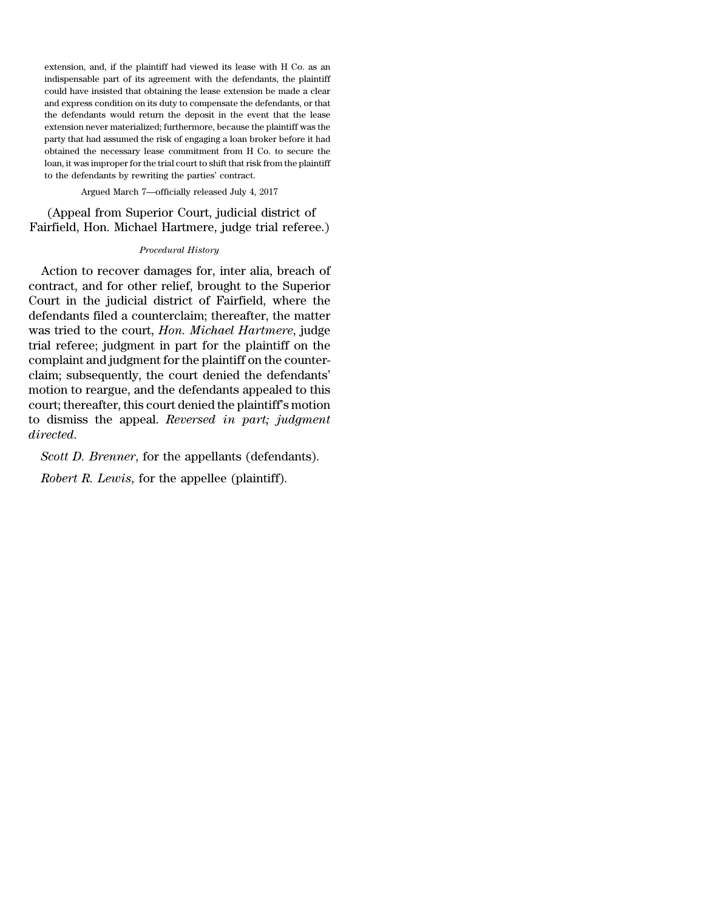extension, and, if the plaintiff had viewed its lease with H Co. as an indispensable part of its agreement with the defendants, the plaintiff could have insisted that obtaining the lease extension be made a clear and express condition on its duty to compensate the defendants, or that the defendants would return the deposit in the event that the lease extension never materialized; furthermore, because the plaintiff was the party that had assumed the risk of engaging a loan broker before it had obtained the necessary lease commitment from H Co. to secure the loan, it was improper for the trial court to shift that risk from the plaintiff to the defendants by rewriting the parties' contract.

Argued March 7—officially released July 4, 2017

(Appeal from Superior Court, judicial district of Fairfield, Hon. Michael Hartmere, judge trial referee.)

*Procedural History*

Action to recover damages for, inter alia, breach of contract, and for other relief, brought to the Superior Court in the judicial district of Fairfield, where the defendants filed a counterclaim; thereafter, the matter was tried to the court, *Hon. Michael Hartmere*, judge trial referee; judgment in part for the plaintiff on the complaint and judgment for the plaintiff on the counterclaim; subsequently, the court denied the defendants' motion to reargue, and the defendants appealed to this court; thereafter, this court denied the plaintiff's motion to dismiss the appeal. *Reversed in part; judgment directed*.

*Scott D. Brenner*, for the appellants (defendants).

*Robert R. Lewis*, for the appellee (plaintiff).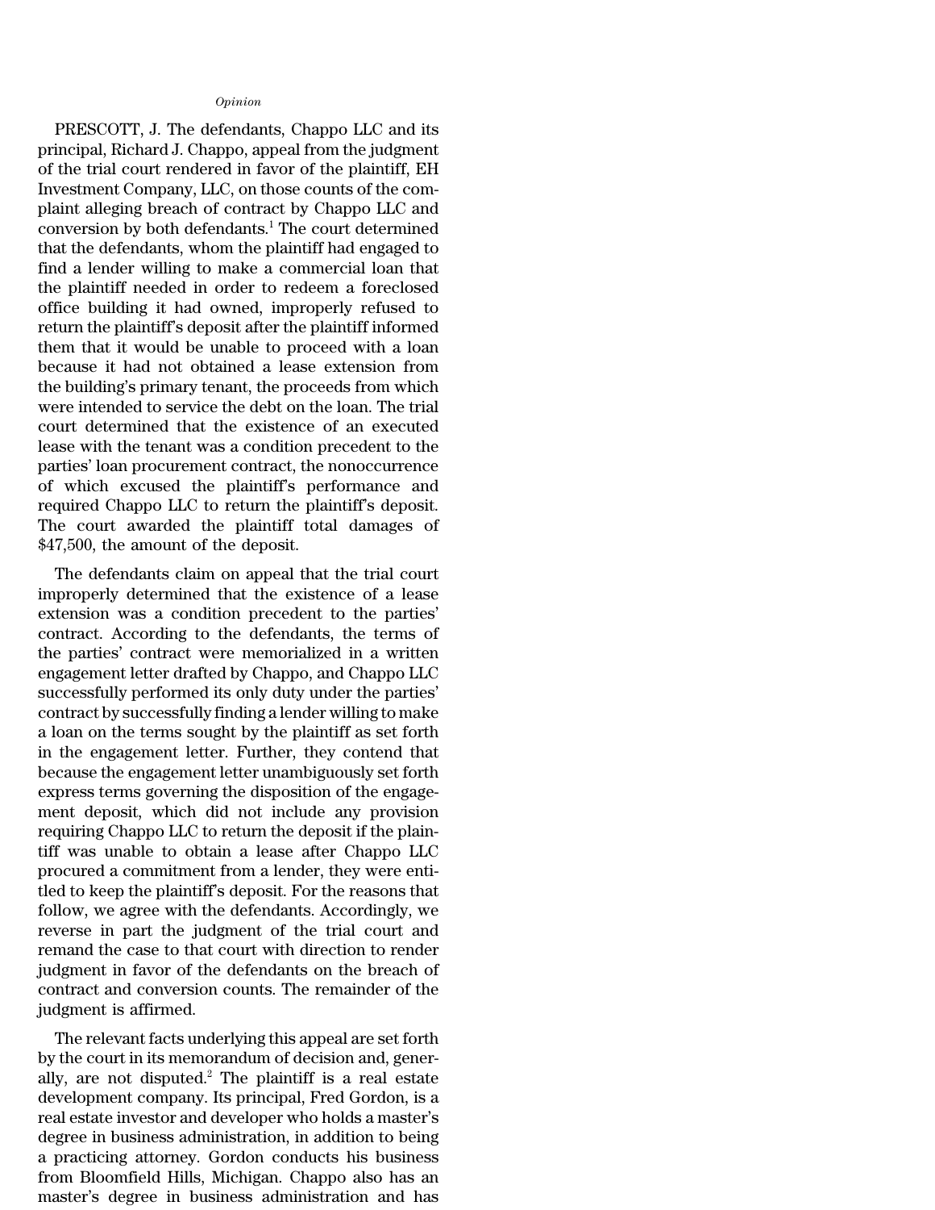*Opinion*

PRESCOTT, J. The defendants, Chappo LLC and its principal, Richard J. Chappo, appeal from the judgment of the trial court rendered in favor of the plaintiff, EH Investment Company, LLC, on those counts of the complaint alleging breach of contract by Chappo LLC and conversion by both defendants.[1] The court determined that the defendants, whom the plaintiff had engaged to find a lender willing to make a commercial loan that the plaintiff needed in order to redeem a foreclosed office building it had owned, improperly refused to return the plaintiff's deposit after the plaintiff informed them that it would be unable to proceed with a loan because it had not obtained a lease extension from the building's primary tenant, the proceeds from which were intended to service the debt on the loan. The trial court determined that the existence of an executed lease with the tenant was a condition precedent to the parties' loan procurement contract, the nonoccurrence of which excused the plaintiff's performance and required Chappo LLC to return the plaintiff's deposit. The court awarded the plaintiff total damages of $47,500, the amount of the deposit.

The defendants claim on appeal that the trial court improperly determined that the existence of a lease extension was a condition precedent to the parties' contract. According to the defendants, the terms of the parties' contract were memorialized in a written engagement letter drafted by Chappo, and Chappo LLC successfully performed its only duty under the parties' contract by successfully finding a lender willing to make a loan on the terms sought by the plaintiff as set forth in the engagement letter. Further, they contend that because the engagement letter unambiguously set forth express terms governing the disposition of the engagement deposit, which did not include any provision requiring Chappo LLC to return the deposit if the plaintiff was unable to obtain a lease after Chappo LLC procured a commitment from a lender, they were entitled to keep the plaintiff's deposit. For the reasons that follow, we agree with the defendants. Accordingly, we reverse in part the judgment of the trial court and remand the case to that court with direction to render judgment in favor of the defendants on the breach of contract and conversion counts. The remainder of the judgment is affirmed.

The relevant facts underlying this appeal are set forth by the court in its memorandum of decision and, generally, are not disputed.[2] The plaintiff is a real estate development company. Its principal, Fred Gordon, is a real estate investor and developer who holds a master's degree in business administration, in addition to being a practicing attorney. Gordon conducts his business from Bloomfield Hills, Michigan. Chappo also has an master's degree in business administration and has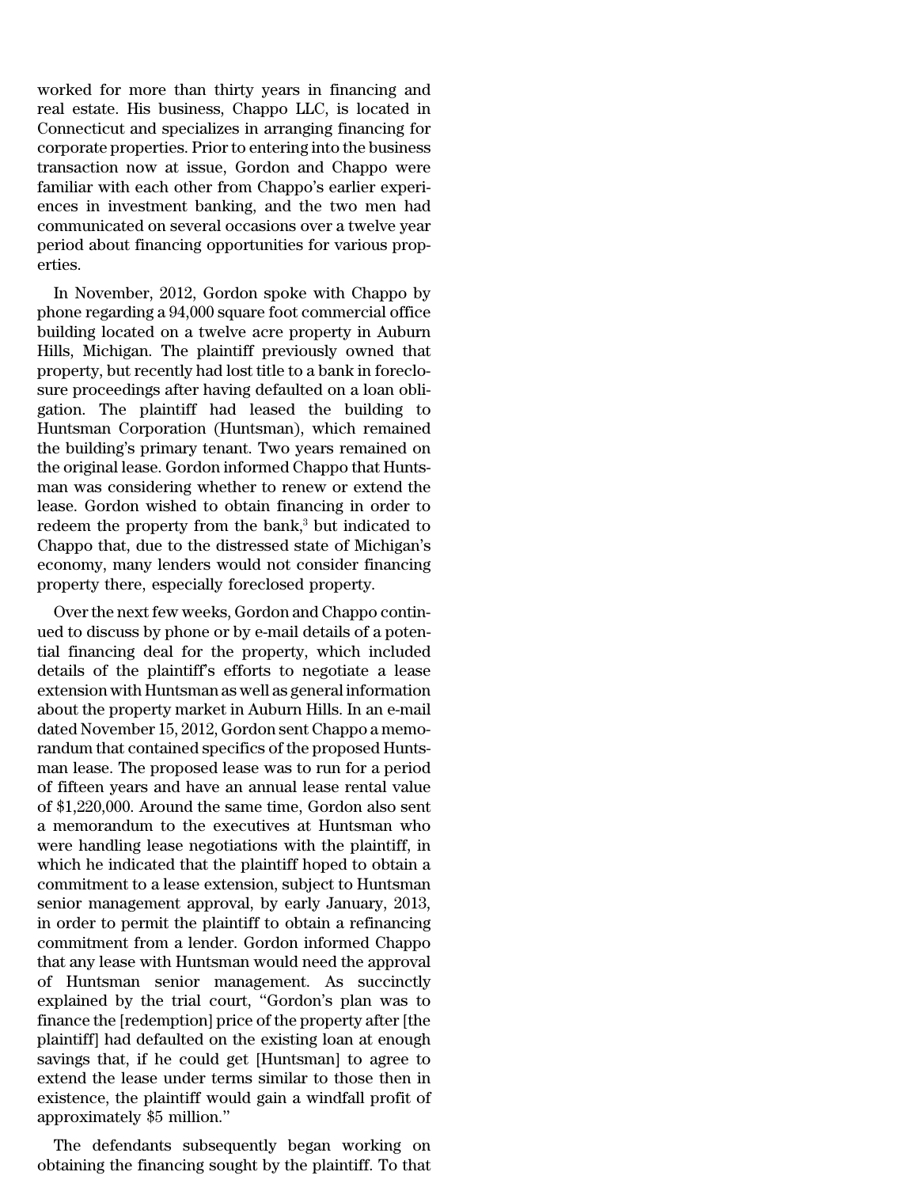worked for more than thirty years in financing and real estate. His business, Chappo LLC, is located in Connecticut and specializes in arranging financing for corporate properties. Prior to entering into the business transaction now at issue, Gordon and Chappo were familiar with each other from Chappo's earlier experiences in investment banking, and the two men had communicated on several occasions over a twelve year period about financing opportunities for various properties.

In November, 2012, Gordon spoke with Chappo by phone regarding a 94,000 square foot commercial office building located on a twelve acre property in Auburn Hills, Michigan. The plaintiff previously owned that property, but recently had lost title to a bank in foreclosure proceedings after having defaulted on a loan obligation. The plaintiff had leased the building to Huntsman Corporation (Huntsman), which remained the building's primary tenant. Two years remained on the original lease. Gordon informed Chappo that Huntsman was considering whether to renew or extend the lease. Gordon wished to obtain financing in order to redeem the property from the bank,[3] but indicated to Chappo that, due to the distressed state of Michigan's economy, many lenders would not consider financing property there, especially foreclosed property.

Over the next few weeks, Gordon and Chappo continued to discuss by phone or by e-mail details of a potential financing deal for the property, which included details of the plaintiff's efforts to negotiate a lease extension with Huntsman as well as general information about the property market in Auburn Hills. In an e-mail dated November 15, 2012, Gordon sent Chappo a memorandum that contained specifics of the proposed Huntsman lease. The proposed lease was to run for a period of fifteen years and have an annual lease rental value of $1,220,000. Around the same time, Gordon also sent a memorandum to the executives at Huntsman who were handling lease negotiations with the plaintiff, in which he indicated that the plaintiff hoped to obtain a commitment to a lease extension, subject to Huntsman senior management approval, by early January, 2013, in order to permit the plaintiff to obtain a refinancing commitment from a lender. Gordon informed Chappo that any lease with Huntsman would need the approval of Huntsman senior management. As succinctly explained by the trial court, "Gordon's plan was to finance the [redemption] price of the property after [the plaintiff] had defaulted on the existing loan at enough savings that, if he could get [Huntsman] to agree to extend the lease under terms similar to those then in existence, the plaintiff would gain a windfall profit of approximately $5 million."

The defendants subsequently began working on obtaining the financing sought by the plaintiff. To that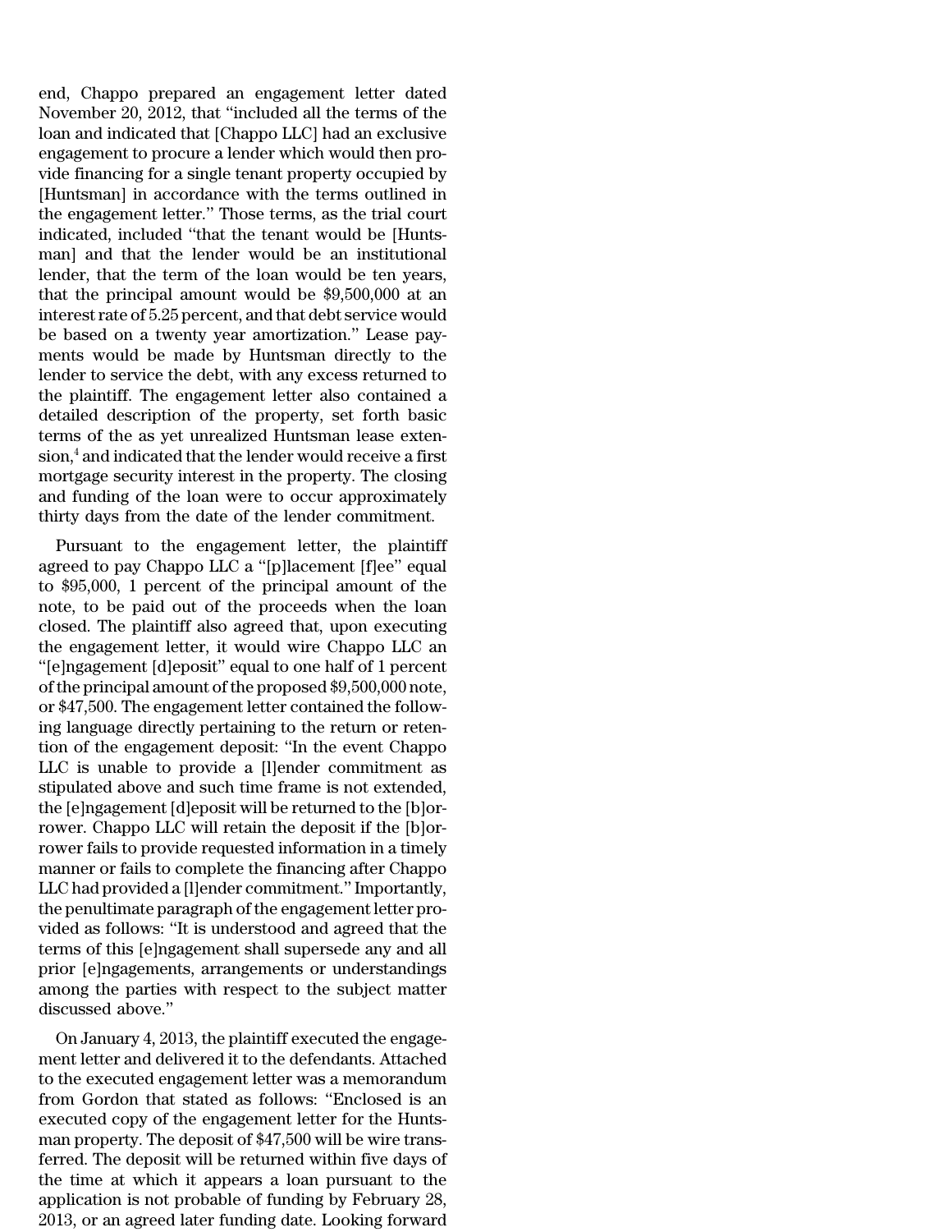end, Chappo prepared an engagement letter dated November 20, 2012, that "included all the terms of the loan and indicated that [Chappo LLC] had an exclusive engagement to procure a lender which would then provide financing for a single tenant property occupied by [Huntsman] in accordance with the terms outlined in the engagement letter." Those terms, as the trial court indicated, included "that the tenant would be [Huntsman] and that the lender would be an institutional lender, that the term of the loan would be ten years, that the principal amount would be $9,500,000 at an interest rate of 5.25 percent, and that debt service would be based on a twenty year amortization." Lease payments would be made by Huntsman directly to the lender to service the debt, with any excess returned to the plaintiff. The engagement letter also contained a detailed description of the property, set forth basic terms of the as yet unrealized Huntsman lease extension,[4] and indicated that the lender would receive a first mortgage security interest in the property. The closing and funding of the loan were to occur approximately thirty days from the date of the lender commitment.

Pursuant to the engagement letter, the plaintiff agreed to pay Chappo LLC a "[p]lacement [f]ee" equal to $95,000, 1 percent of the principal amount of the note, to be paid out of the proceeds when the loan closed. The plaintiff also agreed that, upon executing the engagement letter, it would wire Chappo LLC an "[e]ngagement [d]eposit" equal to one half of 1 percent of the principal amount of the proposed $9,500,000 note, or $47,500. The engagement letter contained the following language directly pertaining to the return or retention of the engagement deposit: "In the event Chappo LLC is unable to provide a [l]ender commitment as stipulated above and such time frame is not extended, the [e]ngagement [d]eposit will be returned to the [b]orrower. Chappo LLC will retain the deposit if the [b]orrower fails to provide requested information in a timely manner or fails to complete the financing after Chappo LLC had provided a [l]ender commitment." Importantly, the penultimate paragraph of the engagement letter provided as follows: "It is understood and agreed that the terms of this [e]ngagement shall supersede any and all prior [e]ngagements, arrangements or understandings among the parties with respect to the subject matter discussed above."

On January 4, 2013, the plaintiff executed the engagement letter and delivered it to the defendants. Attached to the executed engagement letter was a memorandum from Gordon that stated as follows: "Enclosed is an executed copy of the engagement letter for the Huntsman property. The deposit of $47,500 will be wire transferred. The deposit will be returned within five days of the time at which it appears a loan pursuant to the application is not probable of funding by February 28, 2013, or an agreed later funding date. Looking forward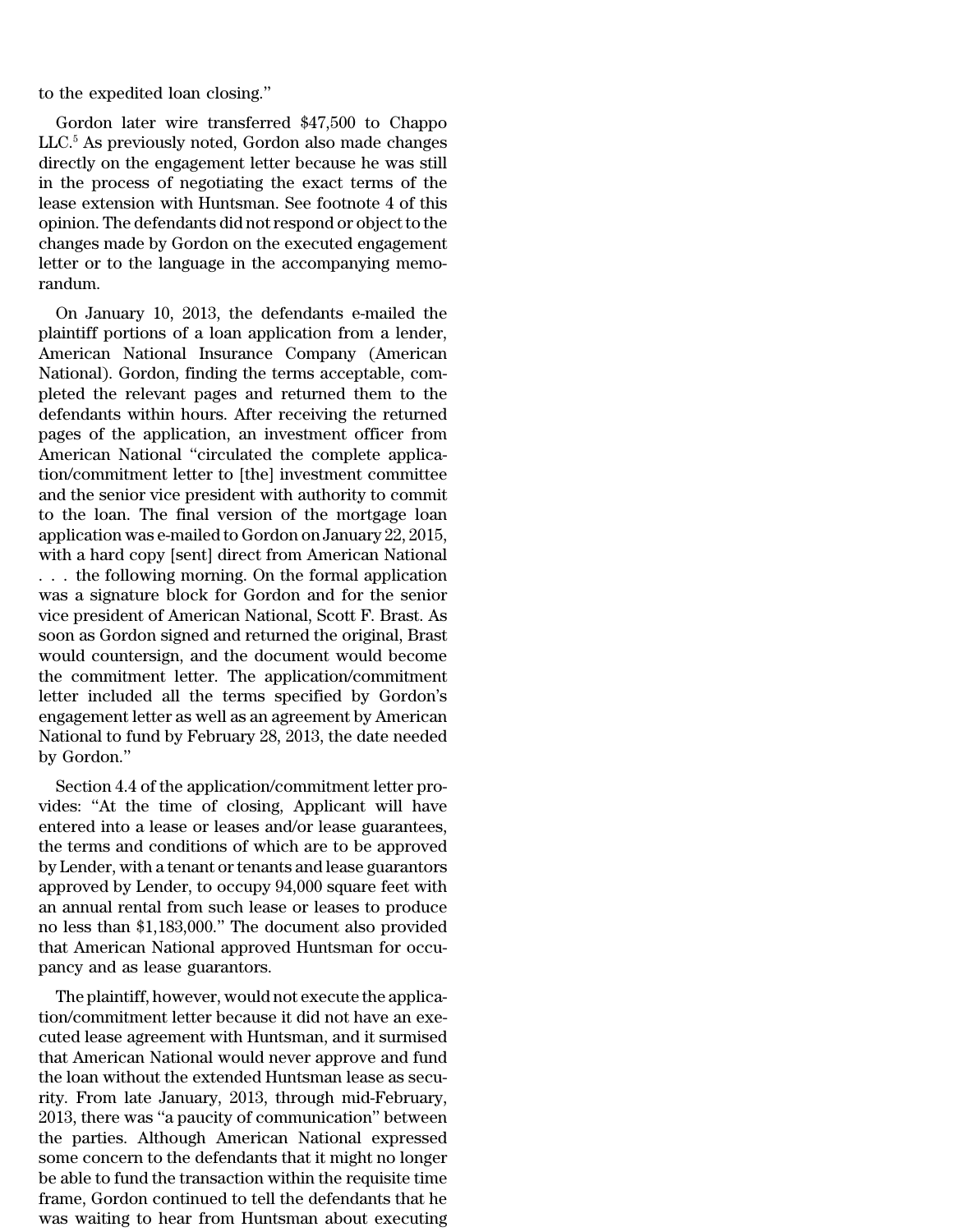to the expedited loan closing."

Gordon later wire transferred $47,500 to Chappo LLC.[5] As previously noted, Gordon also made changes directly on the engagement letter because he was still in the process of negotiating the exact terms of the lease extension with Huntsman. See footnote 4 of this opinion. The defendants did not respond or object to the changes made by Gordon on the executed engagement letter or to the language in the accompanying memorandum.

On January 10, 2013, the defendants e-mailed the plaintiff portions of a loan application from a lender, American National Insurance Company (American National). Gordon, finding the terms acceptable, completed the relevant pages and returned them to the defendants within hours. After receiving the returned pages of the application, an investment officer from American National "circulated the complete application/commitment letter to [the] investment committee and the senior vice president with authority to commit to the loan. The final version of the mortgage loan application was e-mailed to Gordon on January 22, 2015, with a hard copy [sent] direct from American National . . . the following morning. On the formal application was a signature block for Gordon and for the senior vice president of American National, Scott F. Brast. As soon as Gordon signed and returned the original, Brast would countersign, and the document would become the commitment letter. The application/commitment letter included all the terms specified by Gordon's engagement letter as well as an agreement by American National to fund by February 28, 2013, the date needed by Gordon."

Section 4.4 of the application/commitment letter provides: "At the time of closing, Applicant will have entered into a lease or leases and/or lease guarantees, the terms and conditions of which are to be approved by Lender, with a tenant or tenants and lease guarantors approved by Lender, to occupy 94,000 square feet with an annual rental from such lease or leases to produce no less than $1,183,000." The document also provided that American National approved Huntsman for occupancy and as lease guarantors.

The plaintiff, however, would not execute the application/commitment letter because it did not have an executed lease agreement with Huntsman, and it surmised that American National would never approve and fund the loan without the extended Huntsman lease as security. From late January, 2013, through mid-February, 2013, there was "a paucity of communication" between the parties. Although American National expressed some concern to the defendants that it might no longer be able to fund the transaction within the requisite time frame, Gordon continued to tell the defendants that he was waiting to hear from Huntsman about executing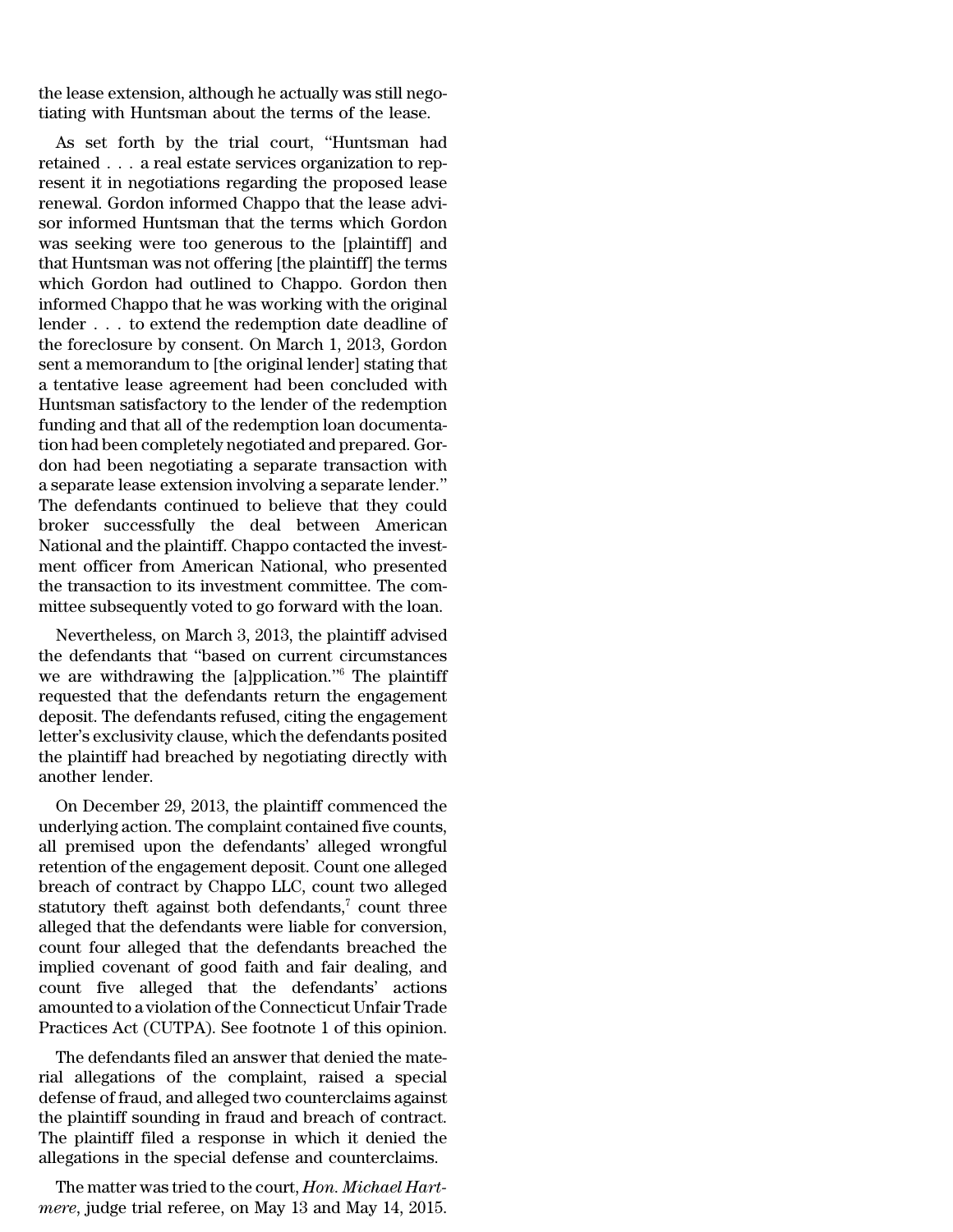the lease extension, although he actually was still negotiating with Huntsman about the terms of the lease.

As set forth by the trial court, "Huntsman had retained . . . a real estate services organization to represent it in negotiations regarding the proposed lease renewal. Gordon informed Chappo that the lease advisor informed Huntsman that the terms which Gordon was seeking were too generous to the [plaintiff] and that Huntsman was not offering [the plaintiff] the terms which Gordon had outlined to Chappo. Gordon then informed Chappo that he was working with the original lender . . . to extend the redemption date deadline of the foreclosure by consent. On March 1, 2013, Gordon sent a memorandum to [the original lender] stating that a tentative lease agreement had been concluded with Huntsman satisfactory to the lender of the redemption funding and that all of the redemption loan documentation had been completely negotiated and prepared. Gordon had been negotiating a separate transaction with a separate lease extension involving a separate lender." The defendants continued to believe that they could broker successfully the deal between American National and the plaintiff. Chappo contacted the investment officer from American National, who presented the transaction to its investment committee. The committee subsequently voted to go forward with the loan.

Nevertheless, on March 3, 2013, the plaintiff advised the defendants that "based on current circumstances we are withdrawing the [a]pplication."[6] The plaintiff requested that the defendants return the engagement deposit. The defendants refused, citing the engagement letter's exclusivity clause, which the defendants posited the plaintiff had breached by negotiating directly with another lender.

On December 29, 2013, the plaintiff commenced the underlying action. The complaint contained five counts, all premised upon the defendants' alleged wrongful retention of the engagement deposit. Count one alleged breach of contract by Chappo LLC, count two alleged statutory theft against both defendants,[7] count three alleged that the defendants were liable for conversion, count four alleged that the defendants breached the implied covenant of good faith and fair dealing, and count five alleged that the defendants' actions amounted to a violation of the Connecticut Unfair Trade Practices Act (CUTPA). See footnote 1 of this opinion.

The defendants filed an answer that denied the material allegations of the complaint, raised a special defense of fraud, and alleged two counterclaims against the plaintiff sounding in fraud and breach of contract. The plaintiff filed a response in which it denied the allegations in the special defense and counterclaims.

The matter was tried to the court, *Hon. Michael Hartmere*, judge trial referee, on May 13 and May 14, 2015.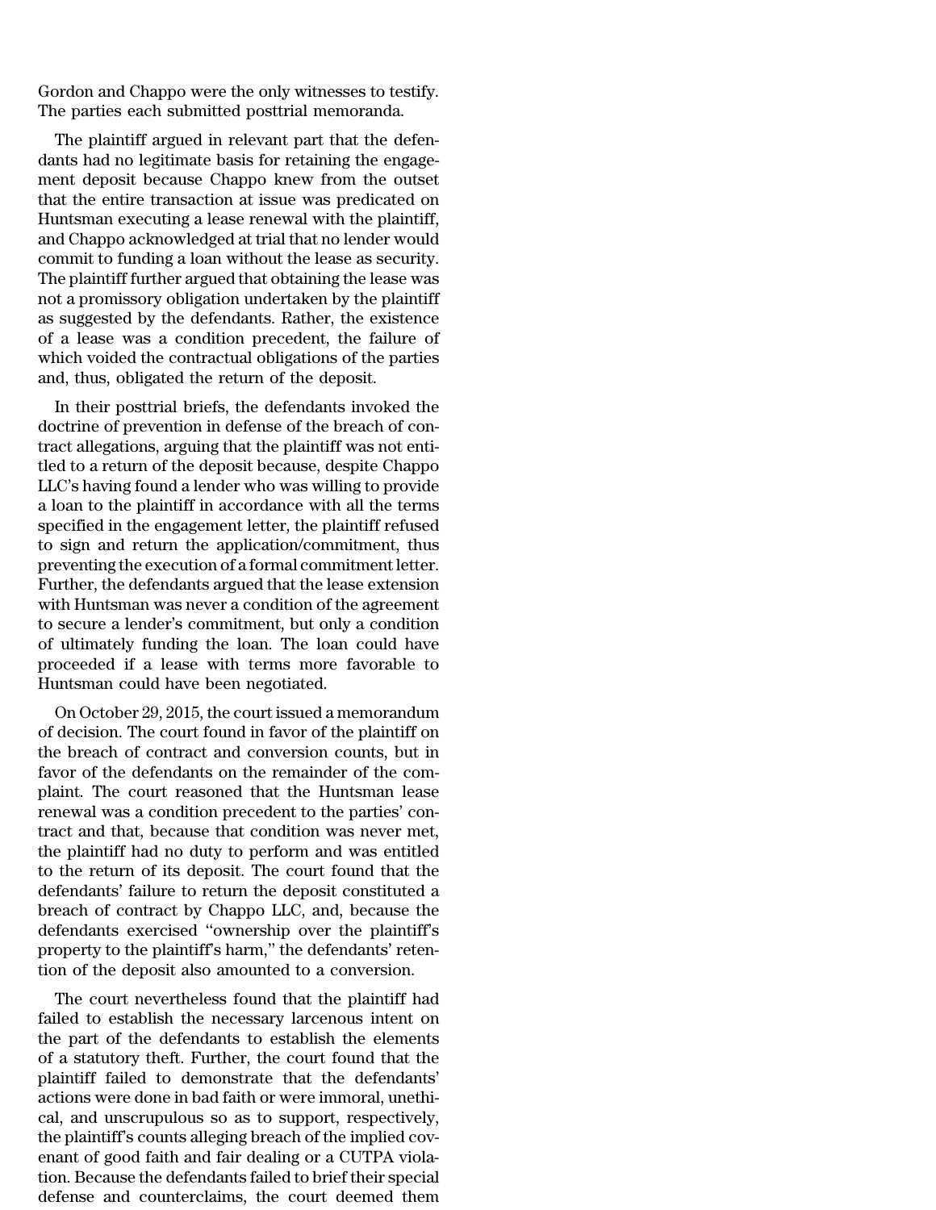Gordon and Chappo were the only witnesses to testify. The parties each submitted posttrial memoranda.

The plaintiff argued in relevant part that the defendants had no legitimate basis for retaining the engagement deposit because Chappo knew from the outset that the entire transaction at issue was predicated on Huntsman executing a lease renewal with the plaintiff, and Chappo acknowledged at trial that no lender would commit to funding a loan without the lease as security. The plaintiff further argued that obtaining the lease was not a promissory obligation undertaken by the plaintiff as suggested by the defendants. Rather, the existence of a lease was a condition precedent, the failure of which voided the contractual obligations of the parties and, thus, obligated the return of the deposit.

In their posttrial briefs, the defendants invoked the doctrine of prevention in defense of the breach of contract allegations, arguing that the plaintiff was not entitled to a return of the deposit because, despite Chappo LLC's having found a lender who was willing to provide a loan to the plaintiff in accordance with all the terms specified in the engagement letter, the plaintiff refused to sign and return the application/commitment, thus preventing the execution of a formal commitment letter. Further, the defendants argued that the lease extension with Huntsman was never a condition of the agreement to secure a lender's commitment, but only a condition of ultimately funding the loan. The loan could have proceeded if a lease with terms more favorable to Huntsman could have been negotiated.

On October 29, 2015, the court issued a memorandum of decision. The court found in favor of the plaintiff on the breach of contract and conversion counts, but in favor of the defendants on the remainder of the complaint. The court reasoned that the Huntsman lease renewal was a condition precedent to the parties' contract and that, because that condition was never met, the plaintiff had no duty to perform and was entitled to the return of its deposit. The court found that the defendants' failure to return the deposit constituted a breach of contract by Chappo LLC, and, because the defendants exercised "ownership over the plaintiff's property to the plaintiff's harm," the defendants' retention of the deposit also amounted to a conversion.

The court nevertheless found that the plaintiff had failed to establish the necessary larcenous intent on the part of the defendants to establish the elements of a statutory theft. Further, the court found that the plaintiff failed to demonstrate that the defendants' actions were done in bad faith or were immoral, unethical, and unscrupulous so as to support, respectively, the plaintiff's counts alleging breach of the implied covenant of good faith and fair dealing or a CUTPA violation. Because the defendants failed to brief their special defense and counterclaims, the court deemed them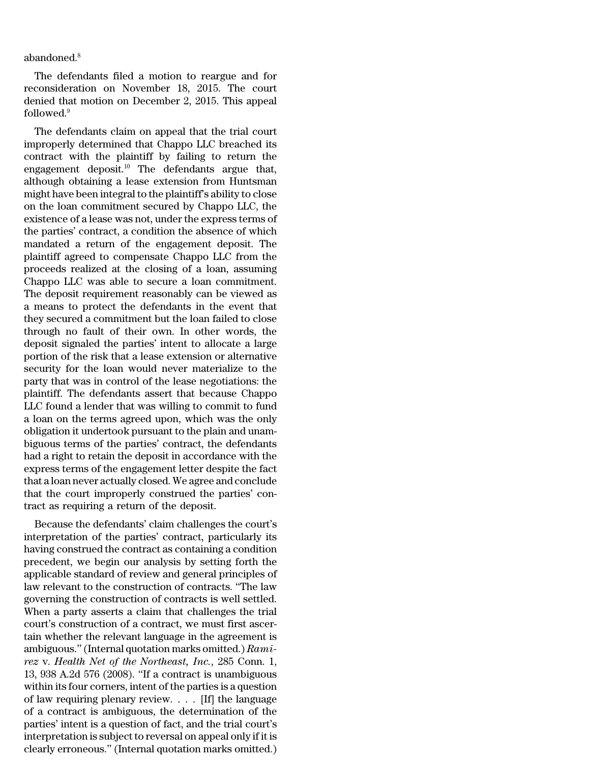abandoned.[8]

The defendants filed a motion to reargue and for reconsideration on November 18, 2015. The court denied that motion on December 2, 2015. This appeal followed.[9]

The defendants claim on appeal that the trial court improperly determined that Chappo LLC breached its contract with the plaintiff by failing to return the engagement deposit.[10] The defendants argue that, although obtaining a lease extension from Huntsman might have been integral to the plaintiff's ability to close on the loan commitment secured by Chappo LLC, the existence of a lease was not, under the express terms of the parties' contract, a condition the absence of which mandated a return of the engagement deposit. The plaintiff agreed to compensate Chappo LLC from the proceeds realized at the closing of a loan, assuming Chappo LLC was able to secure a loan commitment. The deposit requirement reasonably can be viewed as a means to protect the defendants in the event that they secured a commitment but the loan failed to close through no fault of their own. In other words, the deposit signaled the parties' intent to allocate a large portion of the risk that a lease extension or alternative security for the loan would never materialize to the party that was in control of the lease negotiations: the plaintiff. The defendants assert that because Chappo LLC found a lender that was willing to commit to fund a loan on the terms agreed upon, which was the only obligation it undertook pursuant to the plain and unambiguous terms of the parties' contract, the defendants had a right to retain the deposit in accordance with the express terms of the engagement letter despite the fact that a loan never actually closed. We agree and conclude that the court improperly construed the parties' contract as requiring a return of the deposit.

Because the defendants' claim challenges the court's interpretation of the parties' contract, particularly its having construed the contract as containing a condition precedent, we begin our analysis by setting forth the applicable standard of review and general principles of law relevant to the construction of contracts. "The law governing the construction of contracts is well settled. When a party asserts a claim that challenges the trial court's construction of a contract, we must first ascertain whether the relevant language in the agreement is ambiguous." (Internal quotation marks omitted.) *Ramirez* v. *Health Net of the Northeast, Inc.*, 285 Conn. 1, 13, 938 A.2d 576 (2008). "If a contract is unambiguous within its four corners, intent of the parties is a question of law requiring plenary review. . . . [If] the language of a contract is ambiguous, the determination of the parties' intent is a question of fact, and the trial court's interpretation is subject to reversal on appeal only if it is clearly erroneous." (Internal quotation marks omitted.)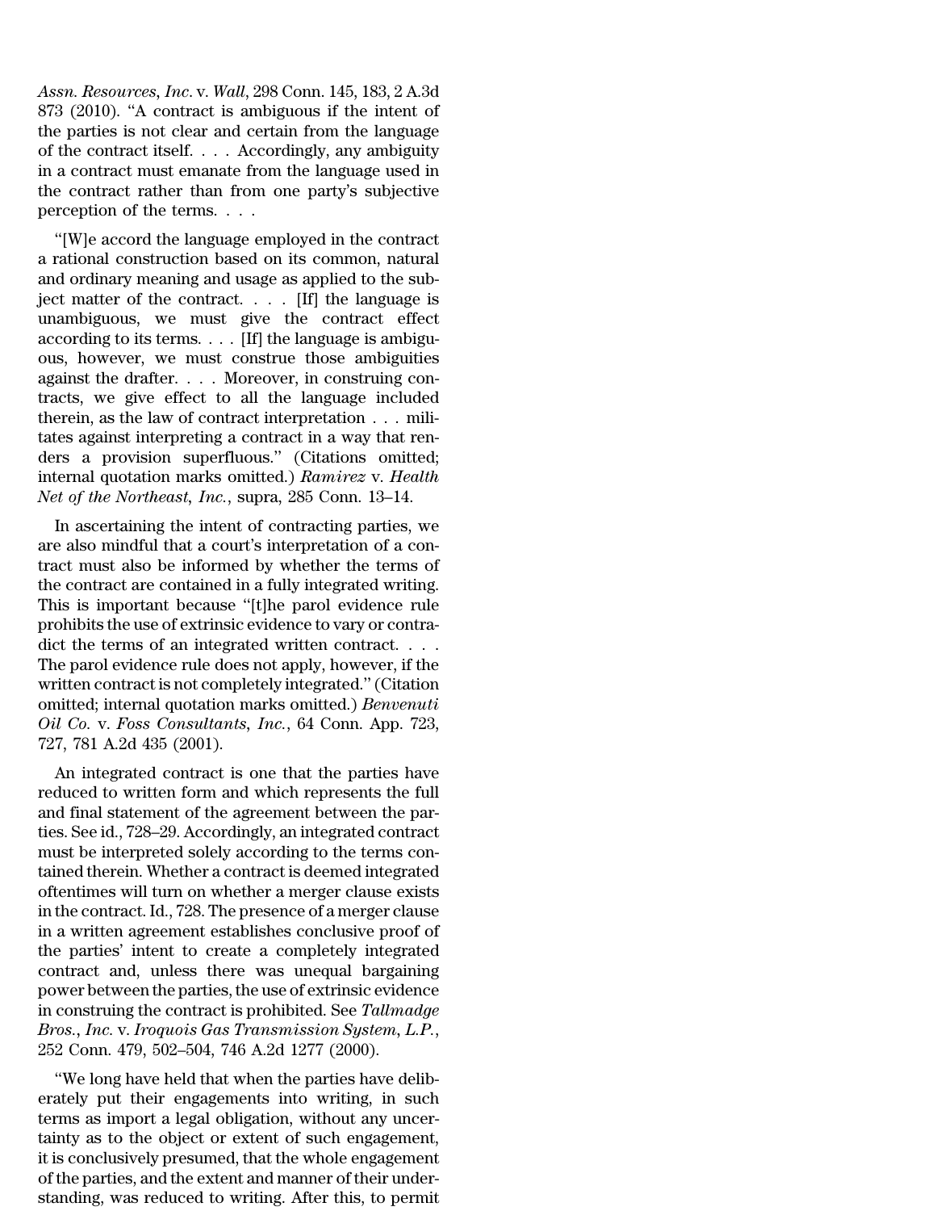*Assn. Resources, Inc.* v. *Wall*, 298 Conn. 145, 183, 2 A.3d 873 (2010). "A contract is ambiguous if the intent of the parties is not clear and certain from the language of the contract itself. . . . Accordingly, any ambiguity in a contract must emanate from the language used in the contract rather than from one party's subjective perception of the terms. . . .

"[W]e accord the language employed in the contract a rational construction based on its common, natural and ordinary meaning and usage as applied to the subject matter of the contract. . . . [If] the language is unambiguous, we must give the contract effect according to its terms. . . . [If] the language is ambiguous, however, we must construe those ambiguities against the drafter. . . . Moreover, in construing contracts, we give effect to all the language included therein, as the law of contract interpretation . . . militates against interpreting a contract in a way that renders a provision superfluous." (Citations omitted; internal quotation marks omitted.) *Ramirez* v. *Health Net of the Northeast, Inc.*, supra, 285 Conn. 13–14.

In ascertaining the intent of contracting parties, we are also mindful that a court's interpretation of a contract must also be informed by whether the terms of the contract are contained in a fully integrated writing. This is important because "[t]he parol evidence rule prohibits the use of extrinsic evidence to vary or contradict the terms of an integrated written contract. . . . The parol evidence rule does not apply, however, if the written contract is not completely integrated." (Citation omitted; internal quotation marks omitted.) *Benvenuti Oil Co.* v. *Foss Consultants, Inc.*, 64 Conn. App. 723, 727, 781 A.2d 435 (2001).

An integrated contract is one that the parties have reduced to written form and which represents the full and final statement of the agreement between the parties. See id., 728–29. Accordingly, an integrated contract must be interpreted solely according to the terms contained therein. Whether a contract is deemed integrated oftentimes will turn on whether a merger clause exists in the contract. Id., 728. The presence of a merger clause in a written agreement establishes conclusive proof of the parties' intent to create a completely integrated contract and, unless there was unequal bargaining power between the parties, the use of extrinsic evidence in construing the contract is prohibited. See *Tallmadge Bros., Inc.* v. *Iroquois Gas Transmission System, L.P.*, 252 Conn. 479, 502–504, 746 A.2d 1277 (2000).

"We long have held that when the parties have deliberately put their engagements into writing, in such terms as import a legal obligation, without any uncertainty as to the object or extent of such engagement, it is conclusively presumed, that the whole engagement of the parties, and the extent and manner of their understanding, was reduced to writing. After this, to permit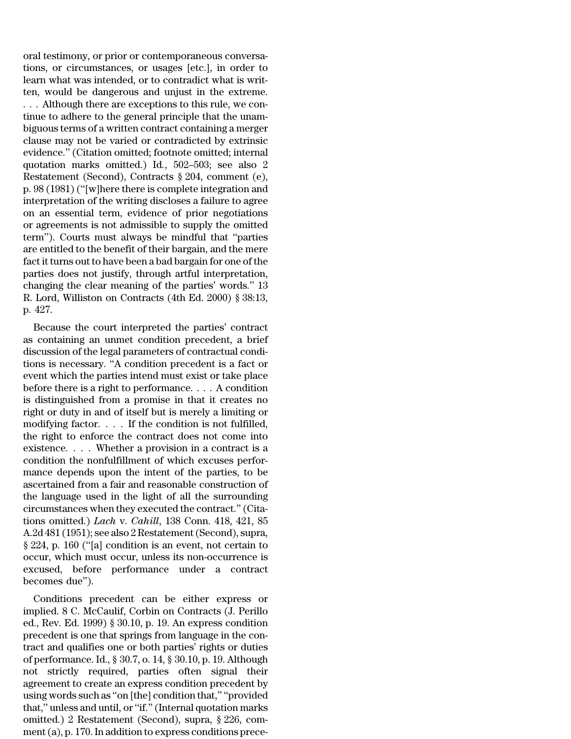oral testimony, or prior or contemporaneous conversations, or circumstances, or usages [etc.], in order to learn what was intended, or to contradict what is written, would be dangerous and unjust in the extreme. . . . Although there are exceptions to this rule, we continue to adhere to the general principle that the unambiguous terms of a written contract containing a merger clause may not be varied or contradicted by extrinsic evidence." (Citation omitted; footnote omitted; internal quotation marks omitted.) Id., 502–503; see also 2 Restatement (Second), Contracts § 204, comment (e), p. 98 (1981) ("[w]here there is complete integration and interpretation of the writing discloses a failure to agree on an essential term, evidence of prior negotiations or agreements is not admissible to supply the omitted term"). Courts must always be mindful that "parties are entitled to the benefit of their bargain, and the mere fact it turns out to have been a bad bargain for one of the parties does not justify, through artful interpretation, changing the clear meaning of the parties' words." 13 R. Lord, Williston on Contracts (4th Ed. 2000) § 38:13, p. 427.

Because the court interpreted the parties' contract as containing an unmet condition precedent, a brief discussion of the legal parameters of contractual conditions is necessary. "A condition precedent is a fact or event which the parties intend must exist or take place before there is a right to performance. . . . A condition is distinguished from a promise in that it creates no right or duty in and of itself but is merely a limiting or modifying factor. . . . If the condition is not fulfilled, the right to enforce the contract does not come into existence. . . . Whether a provision in a contract is a condition the nonfulfillment of which excuses performance depends upon the intent of the parties, to be ascertained from a fair and reasonable construction of the language used in the light of all the surrounding circumstances when they executed the contract." (Citations omitted.) *Lach* v. *Cahill*, 138 Conn. 418, 421, 85 A.2d 481 (1951); see also 2 Restatement (Second), supra, § 224, p. 160 ("[a] condition is an event, not certain to occur, which must occur, unless its non-occurrence is excused, before performance under a contract becomes due").

Conditions precedent can be either express or implied. 8 C. McCaulif, Corbin on Contracts (J. Perillo ed., Rev. Ed. 1999) § 30.10, p. 19. An express condition precedent is one that springs from language in the contract and qualifies one or both parties' rights or duties of performance. Id., § 30.7, o. 14, § 30.10, p. 19. Although not strictly required, parties often signal their agreement to create an express condition precedent by using words such as "on [the] condition that," "provided that," unless and until, or "if." (Internal quotation marks omitted.) 2 Restatement (Second), supra, § 226, comment (a), p. 170. In addition to express conditions prece-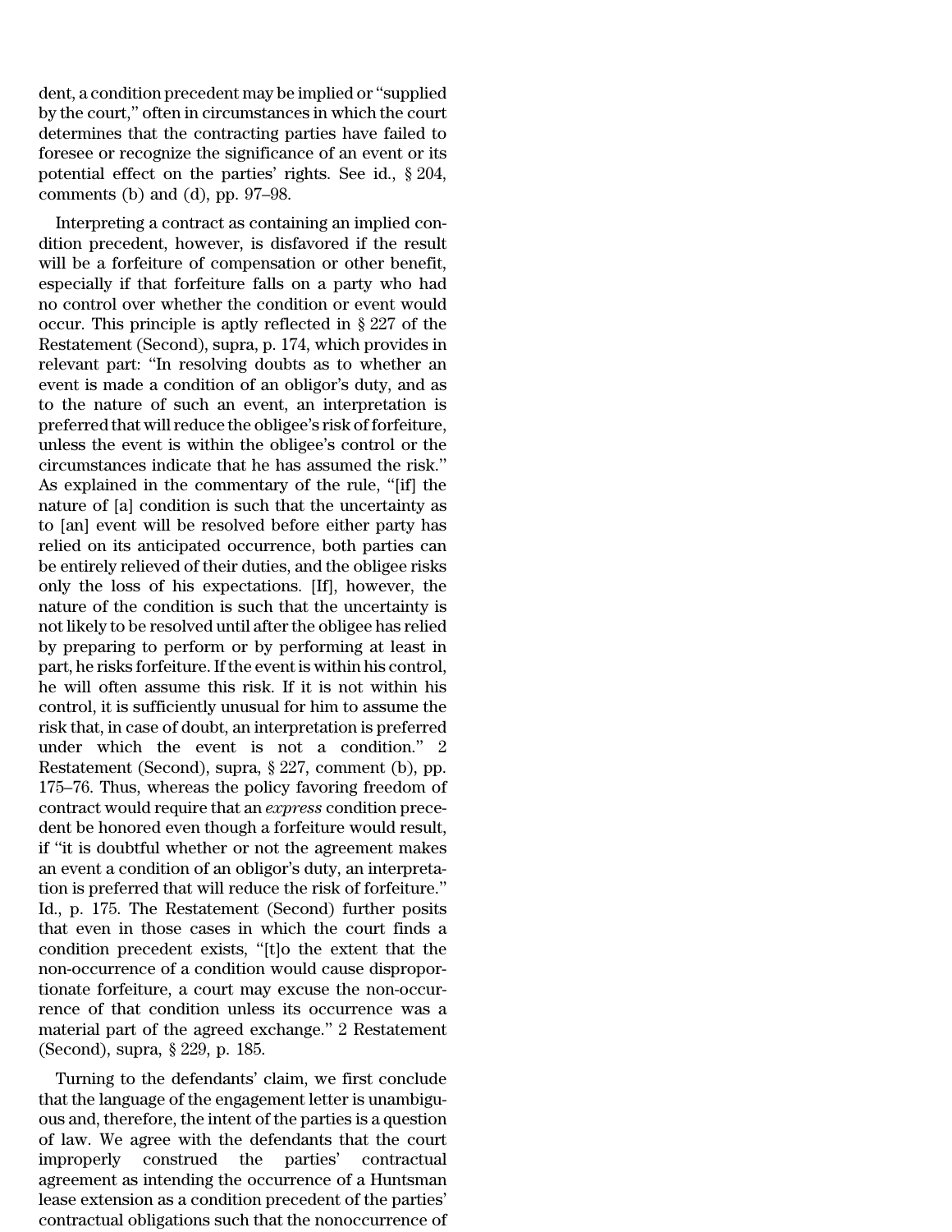dent, a condition precedent may be implied or "supplied by the court," often in circumstances in which the court determines that the contracting parties have failed to foresee or recognize the significance of an event or its potential effect on the parties' rights. See id., § 204, comments (b) and (d), pp. 97–98.

Interpreting a contract as containing an implied condition precedent, however, is disfavored if the result will be a forfeiture of compensation or other benefit, especially if that forfeiture falls on a party who had no control over whether the condition or event would occur. This principle is aptly reflected in § 227 of the Restatement (Second), supra, p. 174, which provides in relevant part: "In resolving doubts as to whether an event is made a condition of an obligor's duty, and as to the nature of such an event, an interpretation is preferred that will reduce the obligee's risk of forfeiture, unless the event is within the obligee's control or the circumstances indicate that he has assumed the risk." As explained in the commentary of the rule, "[if] the nature of [a] condition is such that the uncertainty as to [an] event will be resolved before either party has relied on its anticipated occurrence, both parties can be entirely relieved of their duties, and the obligee risks only the loss of his expectations. [If], however, the nature of the condition is such that the uncertainty is not likely to be resolved until after the obligee has relied by preparing to perform or by performing at least in part, he risks forfeiture. If the event is within his control, he will often assume this risk. If it is not within his control, it is sufficiently unusual for him to assume the risk that, in case of doubt, an interpretation is preferred under which the event is not a condition." 2 Restatement (Second), supra, § 227, comment (b), pp. 175–76. Thus, whereas the policy favoring freedom of contract would require that an *express* condition precedent be honored even though a forfeiture would result, if "it is doubtful whether or not the agreement makes an event a condition of an obligor's duty, an interpretation is preferred that will reduce the risk of forfeiture." Id., p. 175. The Restatement (Second) further posits that even in those cases in which the court finds a condition precedent exists, "[t]o the extent that the non-occurrence of a condition would cause disproportionate forfeiture, a court may excuse the non-occurrence of that condition unless its occurrence was a material part of the agreed exchange." 2 Restatement (Second), supra, § 229, p. 185.

Turning to the defendants' claim, we first conclude that the language of the engagement letter is unambiguous and, therefore, the intent of the parties is a question of law. We agree with the defendants that the court improperly construed the parties' contractual agreement as intending the occurrence of a Huntsman lease extension as a condition precedent of the parties' contractual obligations such that the nonoccurrence of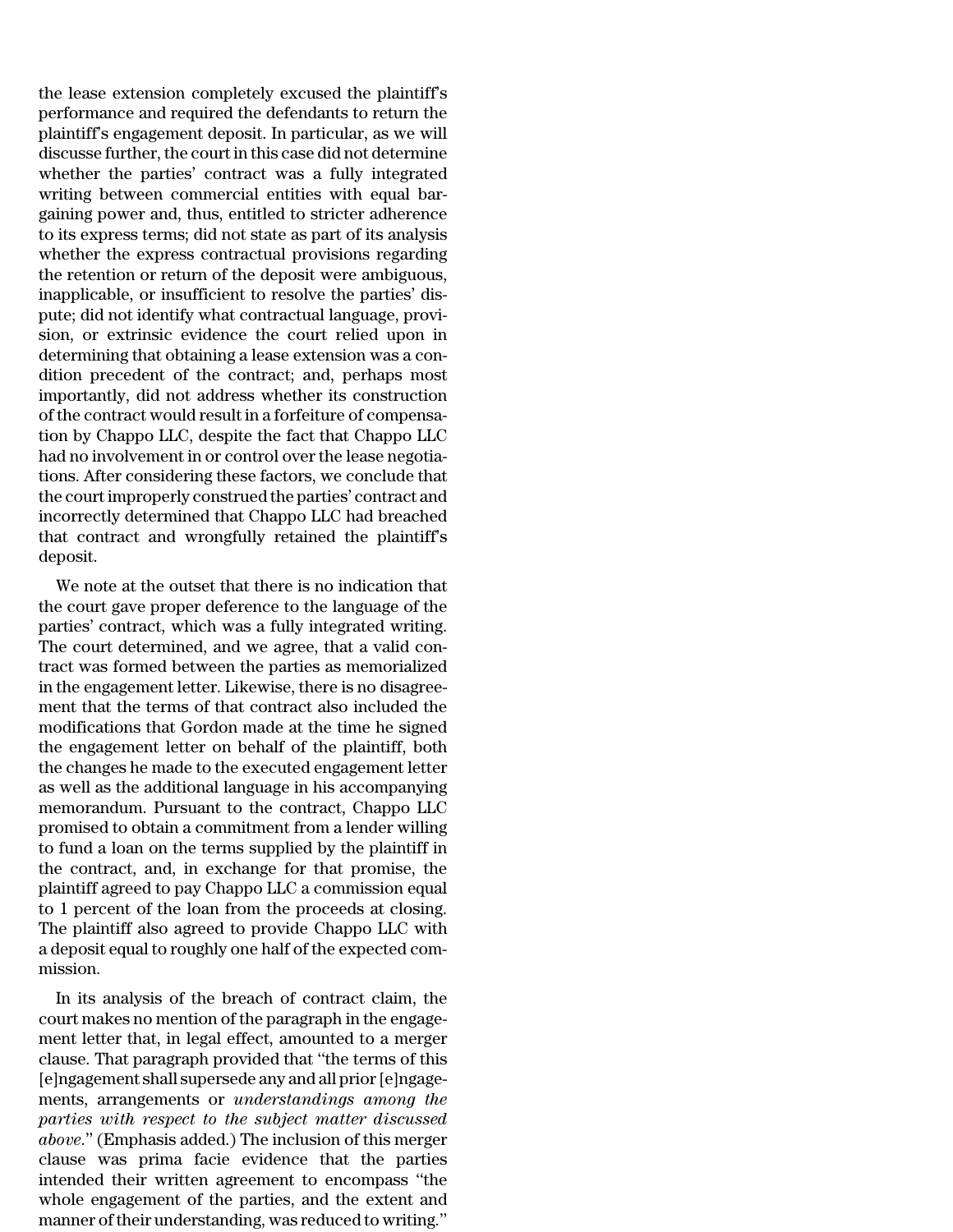the lease extension completely excused the plaintiff's performance and required the defendants to return the plaintiff's engagement deposit. In particular, as we will discuss further, the court in this case did not determine whether the parties' contract was a fully integrated writing between commercial entities with equal bargaining power and, thus, entitled to stricter adherence to its express terms; did not state as part of its analysis whether the express contractual provisions regarding the retention or return of the deposit were ambiguous, inapplicable, or insufficient to resolve the parties' dispute; did not identify what contractual language, provision, or extrinsic evidence the court relied upon in determining that obtaining a lease extension was a condition precedent of the contract; and, perhaps most importantly, did not address whether its construction of the contract would result in a forfeiture of compensation by Chappo LLC, despite the fact that Chappo LLC had no involvement in or control over the lease negotiations. After considering these factors, we conclude that the court improperly construed the parties' contract and incorrectly determined that Chappo LLC had breached that contract and wrongfully retained the plaintiff's deposit.

We note at the outset that there is no indication that the court gave proper deference to the language of the parties' contract, which was a fully integrated writing. The court determined, and we agree, that a valid contract was formed between the parties as memorialized in the engagement letter. Likewise, there is no disagreement that the terms of that contract also included the modifications that Gordon made at the time he signed the engagement letter on behalf of the plaintiff, both the changes he made to the executed engagement letter as well as the additional language in his accompanying memorandum. Pursuant to the contract, Chappo LLC promised to obtain a commitment from a lender willing to fund a loan on the terms supplied by the plaintiff in the contract, and, in exchange for that promise, the plaintiff agreed to pay Chappo LLC a commission equal to 1 percent of the loan from the proceeds at closing. The plaintiff also agreed to provide Chappo LLC with a deposit equal to roughly one half of the expected commission.

In its analysis of the breach of contract claim, the court makes no mention of the paragraph in the engagement letter that, in legal effect, amounted to a merger clause. That paragraph provided that "the terms of this [e]ngagement shall supersede any and all prior [e]ngagements, arrangements or *understandings among the parties with respect to the subject matter discussed above*." (Emphasis added.) The inclusion of this merger clause was prima facie evidence that the parties intended their written agreement to encompass "the whole engagement of the parties, and the extent and manner of their understanding, was reduced to writing."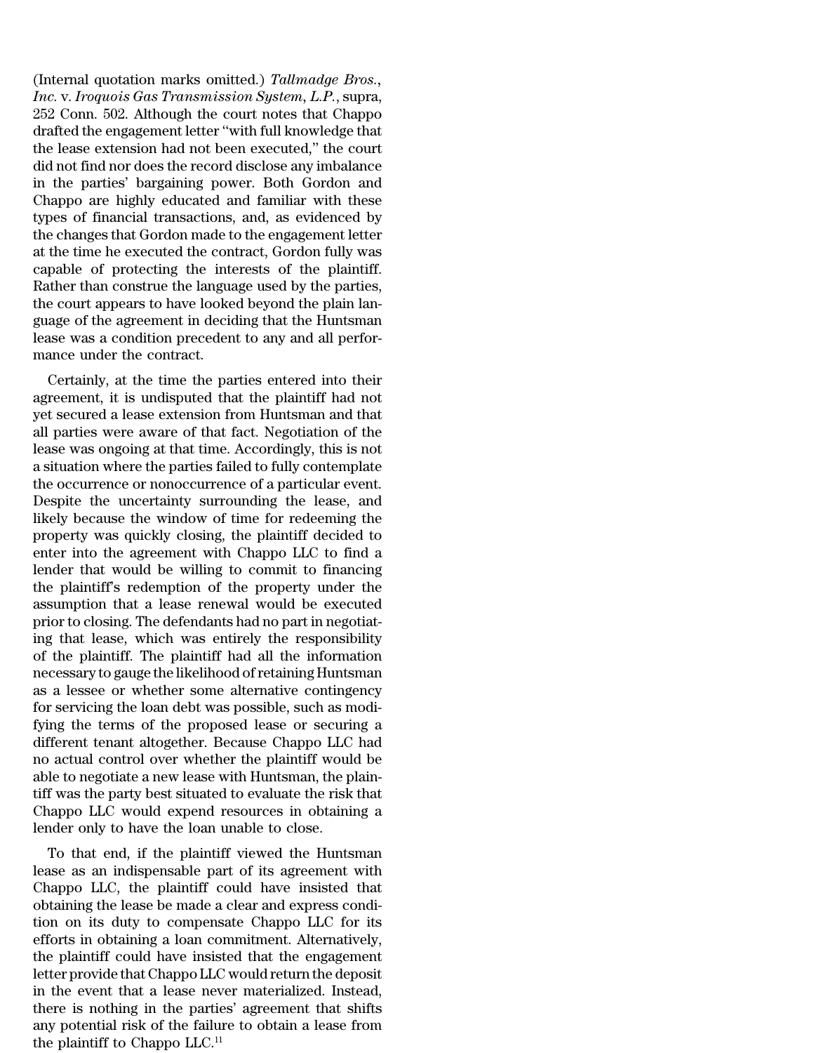(Internal quotation marks omitted.) *Tallmadge Bros., Inc.* v. *Iroquois Gas Transmission System, L.P.*, supra, 252 Conn. 502. Although the court notes that Chappo drafted the engagement letter "with full knowledge that the lease extension had not been executed," the court did not find nor does the record disclose any imbalance in the parties' bargaining power. Both Gordon and Chappo are highly educated and familiar with these types of financial transactions, and, as evidenced by the changes that Gordon made to the engagement letter at the time he executed the contract, Gordon fully was capable of protecting the interests of the plaintiff. Rather than construe the language used by the parties, the court appears to have looked beyond the plain language of the agreement in deciding that the Huntsman lease was a condition precedent to any and all performance under the contract.

Certainly, at the time the parties entered into their agreement, it is undisputed that the plaintiff had not yet secured a lease extension from Huntsman and that all parties were aware of that fact. Negotiation of the lease was ongoing at that time. Accordingly, this is not a situation where the parties failed to fully contemplate the occurrence or nonoccurrence of a particular event. Despite the uncertainty surrounding the lease, and likely because the window of time for redeeming the property was quickly closing, the plaintiff decided to enter into the agreement with Chappo LLC to find a lender that would be willing to commit to financing the plaintiff's redemption of the property under the assumption that a lease renewal would be executed prior to closing. The defendants had no part in negotiating that lease, which was entirely the responsibility of the plaintiff. The plaintiff had all the information necessary to gauge the likelihood of retaining Huntsman as a lessee or whether some alternative contingency for servicing the loan debt was possible, such as modifying the terms of the proposed lease or securing a different tenant altogether. Because Chappo LLC had no actual control over whether the plaintiff would be able to negotiate a new lease with Huntsman, the plaintiff was the party best situated to evaluate the risk that Chappo LLC would expend resources in obtaining a lender only to have the loan unable to close.

To that end, if the plaintiff viewed the Huntsman lease as an indispensable part of its agreement with Chappo LLC, the plaintiff could have insisted that obtaining the lease be made a clear and express condition on its duty to compensate Chappo LLC for its efforts in obtaining a loan commitment. Alternatively, the plaintiff could have insisted that the engagement letter provide that Chappo LLC would return the deposit in the event that a lease never materialized. Instead, there is nothing in the parties' agreement that shifts any potential risk of the failure to obtain a lease from the plaintiff to Chappo LLC.[11]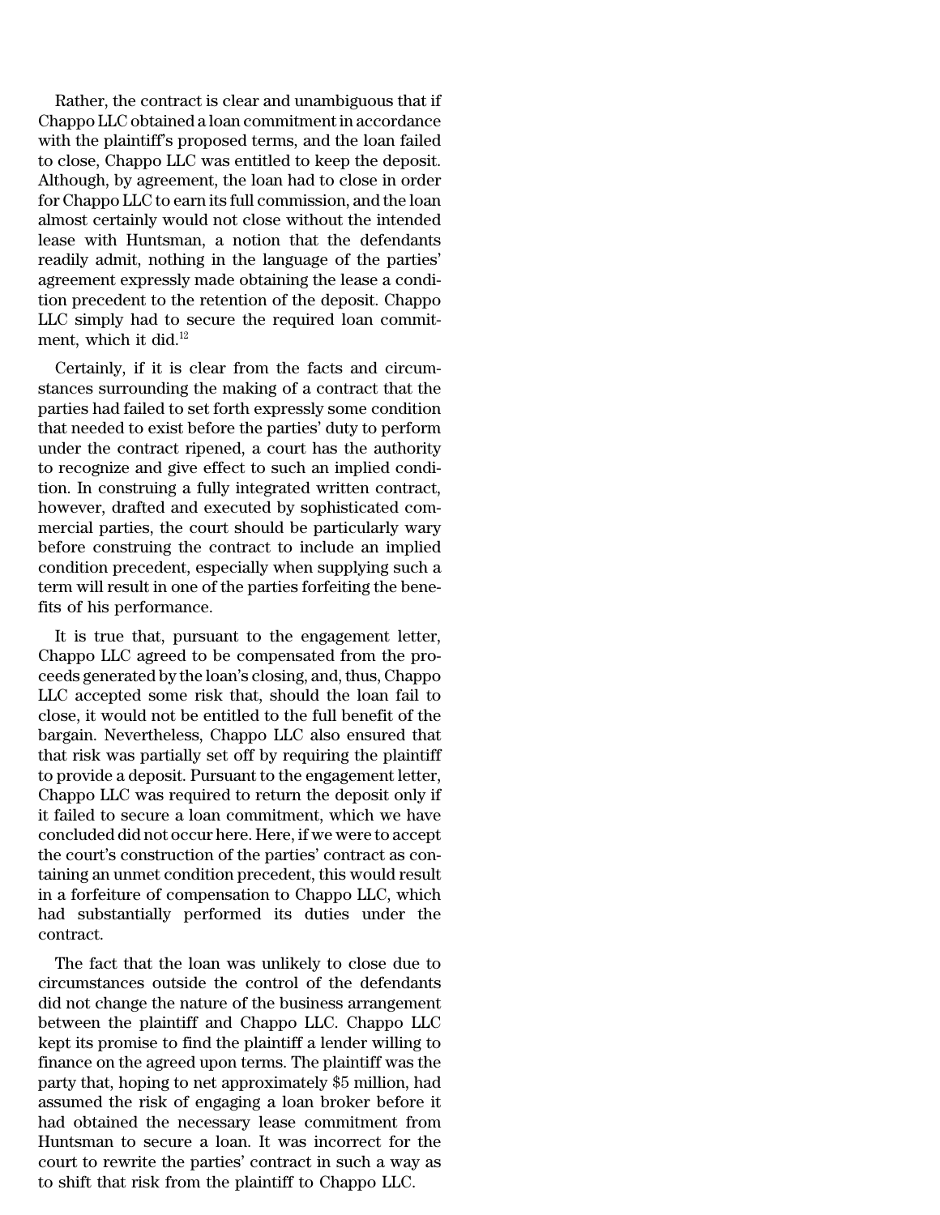Rather, the contract is clear and unambiguous that if Chappo LLC obtained a loan commitment in accordance with the plaintiff's proposed terms, and the loan failed to close, Chappo LLC was entitled to keep the deposit. Although, by agreement, the loan had to close in order for Chappo LLC to earn its full commission, and the loan almost certainly would not close without the intended lease with Huntsman, a notion that the defendants readily admit, nothing in the language of the parties' agreement expressly made obtaining the lease a condition precedent to the retention of the deposit. Chappo LLC simply had to secure the required loan commitment, which it did.[12]

Certainly, if it is clear from the facts and circumstances surrounding the making of a contract that the parties had failed to set forth expressly some condition that needed to exist before the parties' duty to perform under the contract ripened, a court has the authority to recognize and give effect to such an implied condition. In construing a fully integrated written contract, however, drafted and executed by sophisticated commercial parties, the court should be particularly wary before construing the contract to include an implied condition precedent, especially when supplying such a term will result in one of the parties forfeiting the benefits of his performance.

It is true that, pursuant to the engagement letter, Chappo LLC agreed to be compensated from the proceeds generated by the loan's closing, and, thus, Chappo LLC accepted some risk that, should the loan fail to close, it would not be entitled to the full benefit of the bargain. Nevertheless, Chappo LLC also ensured that that risk was partially set off by requiring the plaintiff to provide a deposit. Pursuant to the engagement letter, Chappo LLC was required to return the deposit only if it failed to secure a loan commitment, which we have concluded did not occur here. Here, if we were to accept the court's construction of the parties' contract as containing an unmet condition precedent, this would result in a forfeiture of compensation to Chappo LLC, which had substantially performed its duties under the contract.

The fact that the loan was unlikely to close due to circumstances outside the control of the defendants did not change the nature of the business arrangement between the plaintiff and Chappo LLC. Chappo LLC kept its promise to find the plaintiff a lender willing to finance on the agreed upon terms. The plaintiff was the party that, hoping to net approximately $5 million, had assumed the risk of engaging a loan broker before it had obtained the necessary lease commitment from Huntsman to secure a loan. It was incorrect for the court to rewrite the parties' contract in such a way as to shift that risk from the plaintiff to Chappo LLC.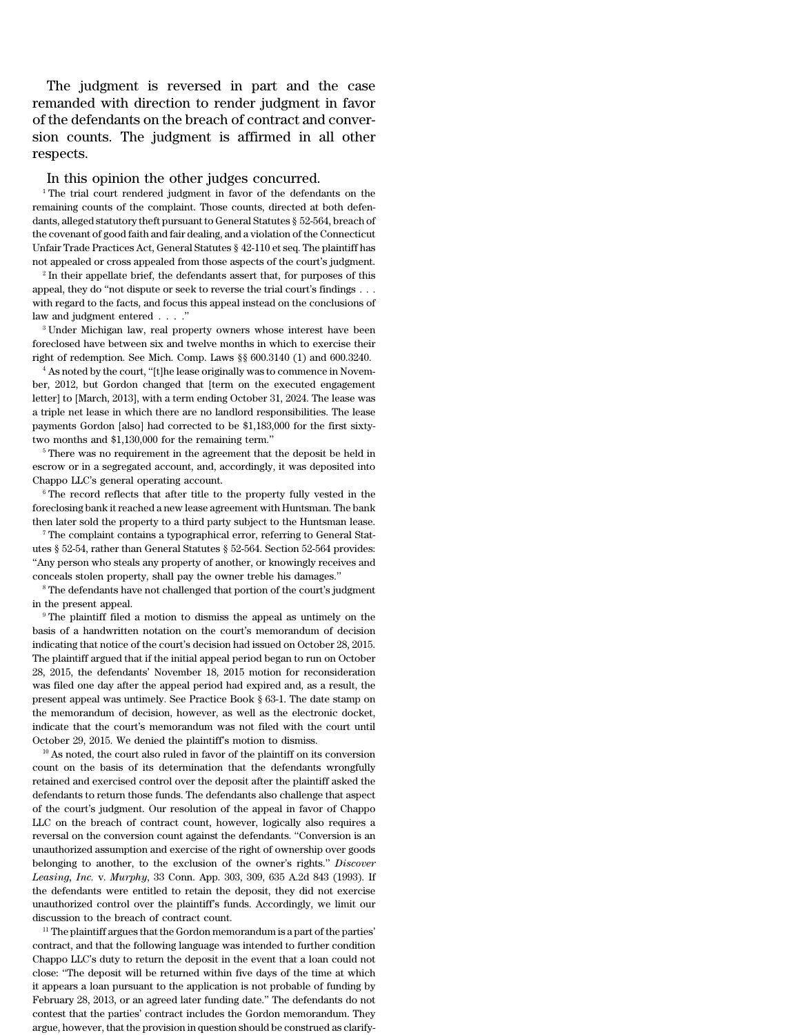The judgment is reversed in part and the case remanded with direction to render judgment in favor of the defendants on the breach of contract and conversion counts. The judgment is affirmed in all other respects.

In this opinion the other judges concurred.

[1] The trial court rendered judgment in favor of the defendants on the remaining counts of the complaint. Those counts, directed at both defendants, alleged statutory theft pursuant to General Statutes § 52-564, breach of the covenant of good faith and fair dealing, and a violation of the Connecticut Unfair Trade Practices Act, General Statutes § 42-110 et seq. The plaintiff has not appealed or cross appealed from those aspects of the court's judgment.

[2] In their appellate brief, the defendants assert that, for purposes of this appeal, they do "not dispute or seek to reverse the trial court's findings . . . with regard to the facts, and focus this appeal instead on the conclusions of law and judgment entered . . . ."

[3] Under Michigan law, real property owners whose interest have been foreclosed have between six and twelve months in which to exercise their right of redemption. See Mich. Comp. Laws §§ 600.3140 (1) and 600.3240.

[4] As noted by the court, "[t]he lease originally was to commence in November, 2012, but Gordon changed that [term on the executed engagement letter] to [March, 2013], with a term ending October 31, 2024. The lease was a triple net lease in which there are no landlord responsibilities. The lease payments Gordon [also] had corrected to be $1,183,000 for the first sixty-two months and $1,130,000 for the remaining term."

[5] There was no requirement in the agreement that the deposit be held in escrow or in a segregated account, and, accordingly, it was deposited into Chappo LLC's general operating account.

[6] The record reflects that after title to the property fully vested in the foreclosing bank it reached a new lease agreement with Huntsman. The bank then later sold the property to a third party subject to the Huntsman lease.

[7] The complaint contains a typographical error, referring to General Statutes § 52-54, rather than General Statutes § 52-564. Section 52-564 provides: "Any person who steals any property of another, or knowingly receives and conceals stolen property, shall pay the owner treble his damages."

[8] The defendants have not challenged that portion of the court's judgment in the present appeal.

[9] The plaintiff filed a motion to dismiss the appeal as untimely on the basis of a handwritten notation on the court's memorandum of decision indicating that notice of the court's decision had issued on October 28, 2015. The plaintiff argued that if the initial appeal period began to run on October 28, 2015, the defendants' November 18, 2015 motion for reconsideration was filed one day after the appeal period had expired and, as a result, the present appeal was untimely. See Practice Book § 63-1. The date stamp on the memorandum of decision, however, as well as the electronic docket, indicate that the court's memorandum was not filed with the court until October 29, 2015. We denied the plaintiff's motion to dismiss.

[10] As noted, the court also ruled in favor of the plaintiff on its conversion count on the basis of its determination that the defendants wrongfully retained and exercised control over the deposit after the plaintiff asked the defendants to return those funds. The defendants also challenge that aspect of the court's judgment. Our resolution of the appeal in favor of Chappo LLC on the breach of contract count, however, logically also requires a reversal on the conversion count against the defendants. "Conversion is an unauthorized assumption and exercise of the right of ownership over goods belonging to another, to the exclusion of the owner's rights." *Discover Leasing, Inc.* v. *Murphy*, 33 Conn. App. 303, 309, 635 A.2d 843 (1993). If the defendants were entitled to retain the deposit, they did not exercise unauthorized control over the plaintiff's funds. Accordingly, we limit our discussion to the breach of contract count.

[11] The plaintiff argues that the Gordon memorandum is a part of the parties' contract, and that the following language was intended to further condition Chappo LLC's duty to return the deposit in the event that a loan could not close: "The deposit will be returned within five days of the time at which it appears a loan pursuant to the application is not probable of funding by February 28, 2013, or an agreed later funding date." The defendants do not contest that the parties' contract includes the Gordon memorandum. They argue, however, that the provision in question should be construed as clarify-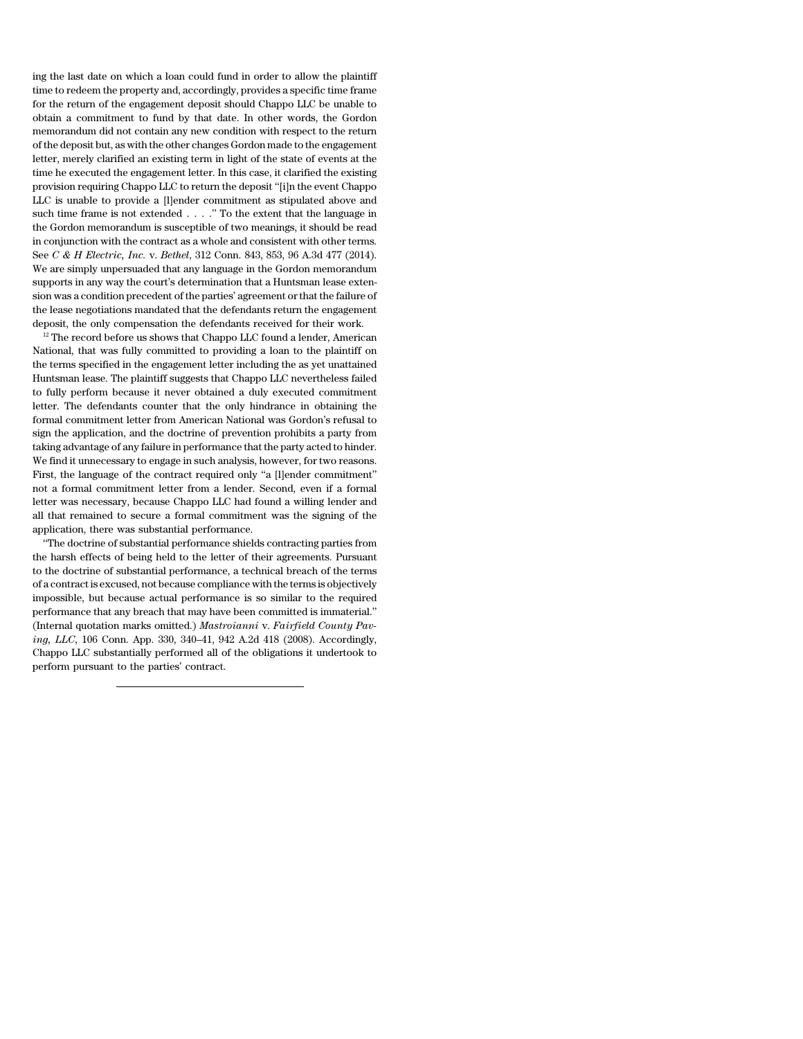ing the last date on which a loan could fund in order to allow the plaintiff time to redeem the property and, accordingly, provides a specific time frame for the return of the engagement deposit should Chappo LLC be unable to obtain a commitment to fund by that date. In other words, the Gordon memorandum did not contain any new condition with respect to the return of the deposit but, as with the other changes Gordon made to the engagement letter, merely clarified an existing term in light of the state of events at the time he executed the engagement letter. In this case, it clarified the existing provision requiring Chappo LLC to return the deposit "[i]n the event Chappo LLC is unable to provide a [l]ender commitment as stipulated above and such time frame is not extended . . . ." To the extent that the language in the Gordon memorandum is susceptible of two meanings, it should be read in conjunction with the contract as a whole and consistent with other terms. See *C & H Electric, Inc.* v. *Bethel*, 312 Conn. 843, 853, 96 A.3d 477 (2014). We are simply unpersuaded that any language in the Gordon memorandum supports in any way the court's determination that a Huntsman lease extension was a condition precedent of the parties' agreement or that the failure of the lease negotiations mandated that the defendants return the engagement deposit, the only compensation the defendants received for their work.

[12] The record before us shows that Chappo LLC found a lender, American National, that was fully committed to providing a loan to the plaintiff on the terms specified in the engagement letter including the as yet unattained Huntsman lease. The plaintiff suggests that Chappo LLC nevertheless failed to fully perform because it never obtained a duly executed commitment letter. The defendants counter that the only hindrance in obtaining the formal commitment letter from American National was Gordon's refusal to sign the application, and the doctrine of prevention prohibits a party from taking advantage of any failure in performance that the party acted to hinder. We find it unnecessary to engage in such analysis, however, for two reasons. First, the language of the contract required only "a [l]ender commitment" not a formal commitment letter from a lender. Second, even if a formal letter was necessary, because Chappo LLC had found a willing lender and all that remained to secure a formal commitment was the signing of the application, there was substantial performance.

"The doctrine of substantial performance shields contracting parties from the harsh effects of being held to the letter of their agreements. Pursuant to the doctrine of substantial performance, a technical breach of the terms of a contract is excused, not because compliance with the terms is objectively impossible, but because actual performance is so similar to the required performance that any breach that may have been committed is immaterial." (Internal quotation marks omitted.) *Mastroianni* v. *Fairfield County Paving, LLC*, 106 Conn. App. 330, 340–41, 942 A.2d 418 (2008). Accordingly, Chappo LLC substantially performed all of the obligations it undertook to perform pursuant to the parties' contract.